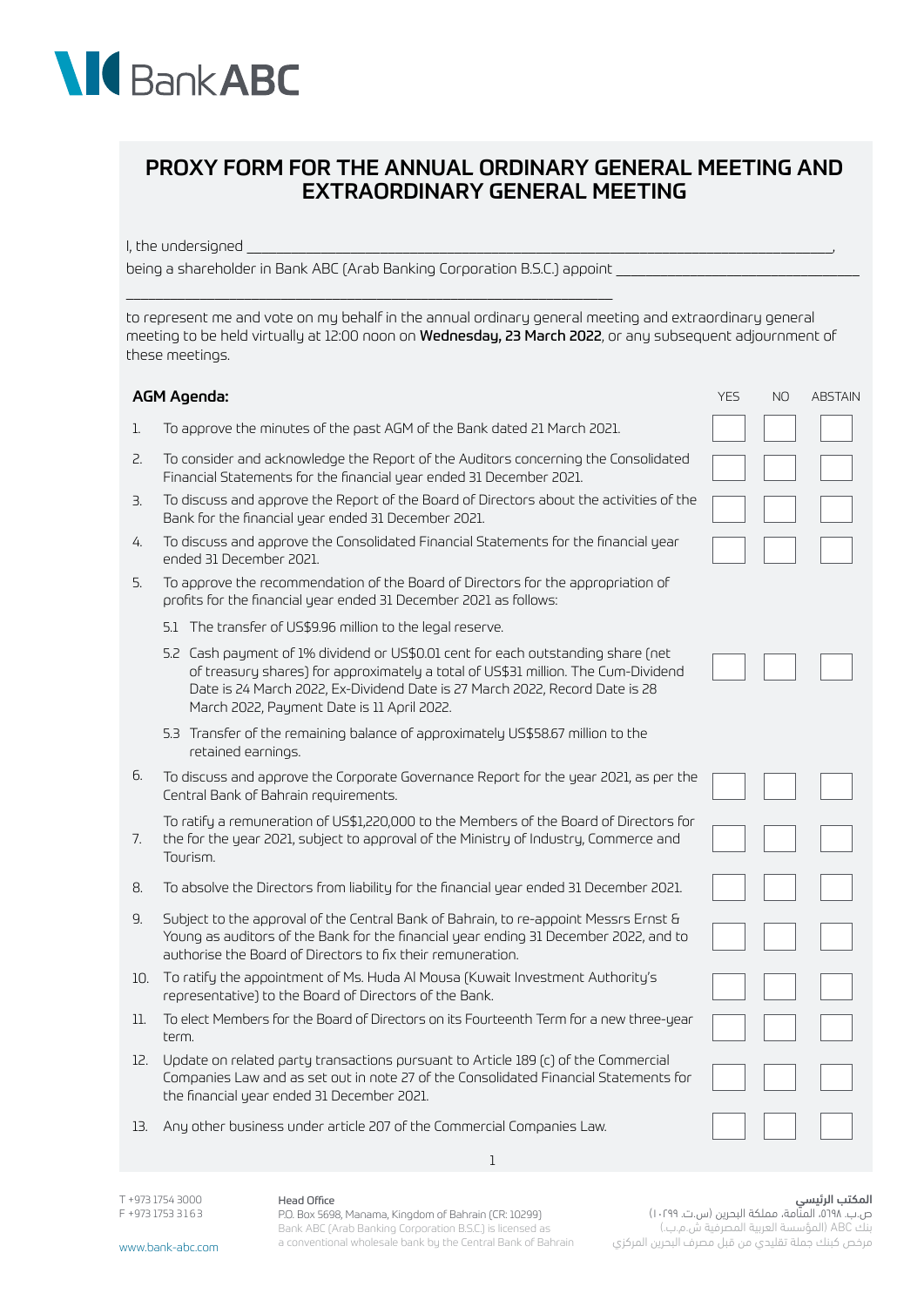# PROXY FORM FOR THE ANNUAL ORDINARY GENERAL MEETING AND EXTRAORDINARY GENERAL MEETING

I, the undersigned ______________________________________________________________________________,

being a shareholder in Bank ABC (Arab Banking Corporation B.S.C.) appoint ________________________________

_______________________________________________________________

to represent me and vote on my behalf in the annual ordinary general meeting and extraordinary general meeting to be held virtually at 12:00 noon on **Wednesday, 23 March 2022**, or any subsequent adjournment of these meetings.

| | **AGM Agenda:** | YES | NO | ABSTAIN |
|---|---|---|---|---|
| 1. | To approve the minutes of the past AGM of the Bank dated 21 March 2021. | ☐ | ☐ | ☐ |
| 2. | To consider and acknowledge the Report of the Auditors concerning the Consolidated Financial Statements for the financial year ended 31 December 2021. | ☐ | ☐ | ☐ |
| 3. | To discuss and approve the Report of the Board of Directors about the activities of the Bank for the financial year ended 31 December 2021. | ☐ | ☐ | ☐ |
| 4. | To discuss and approve the Consolidated Financial Statements for the financial year ended 31 December 2021. | ☐ | ☐ | ☐ |
| 5. | To approve the recommendation of the Board of Directors for the appropriation of profits for the financial year ended 31 December 2021 as follows:<br>5.1 The transfer of US$9.96 million to the legal reserve.<br>5.2 Cash payment of 1% dividend or US$0.01 cent for each outstanding share (net of treasury shares) for approximately a total of US$31 million. The Cum-Dividend Date is 24 March 2022, Ex-Dividend Date is 27 March 2022, Record Date is 28 March 2022, Payment Date is 11 April 2022.<br>5.3 Transfer of the remaining balance of approximately US$58.67 million to the retained earnings. | ☐ | ☐ | ☐ |
| 6. | To discuss and approve the Corporate Governance Report for the year 2021, as per the Central Bank of Bahrain requirements. | ☐ | ☐ | ☐ |
| 7. | To ratify a remuneration of US$1,220,000 to the Members of the Board of Directors for the for the year 2021, subject to approval of the Ministry of Industry, Commerce and Tourism. | ☐ | ☐ | ☐ |
| 8. | To absolve the Directors from liability for the financial year ended 31 December 2021. | ☐ | ☐ | ☐ |
| 9. | Subject to the approval of the Central Bank of Bahrain, to re-appoint Messrs Ernst & Young as auditors of the Bank for the financial year ending 31 December 2022, and to authorise the Board of Directors to fix their remuneration. | ☐ | ☐ | ☐ |
| 10. | To ratify the appointment of Ms. Huda Al Mousa (Kuwait Investment Authority's representative) to the Board of Directors of the Bank. | ☐ | ☐ | ☐ |
| 11. | To elect Members for the Board of Directors on its Fourteenth Term for a new three-year term. | ☐ | ☐ | ☐ |
| 12. | Update on related party transactions pursuant to Article 189 (c) of the Commercial Companies Law and as set out in note 27 of the Consolidated Financial Statements for the financial year ended 31 December 2021. | ☐ | ☐ | ☐ |
| 13. | Any other business under article 207 of the Commercial Companies Law. | ☐ | ☐ | ☐ |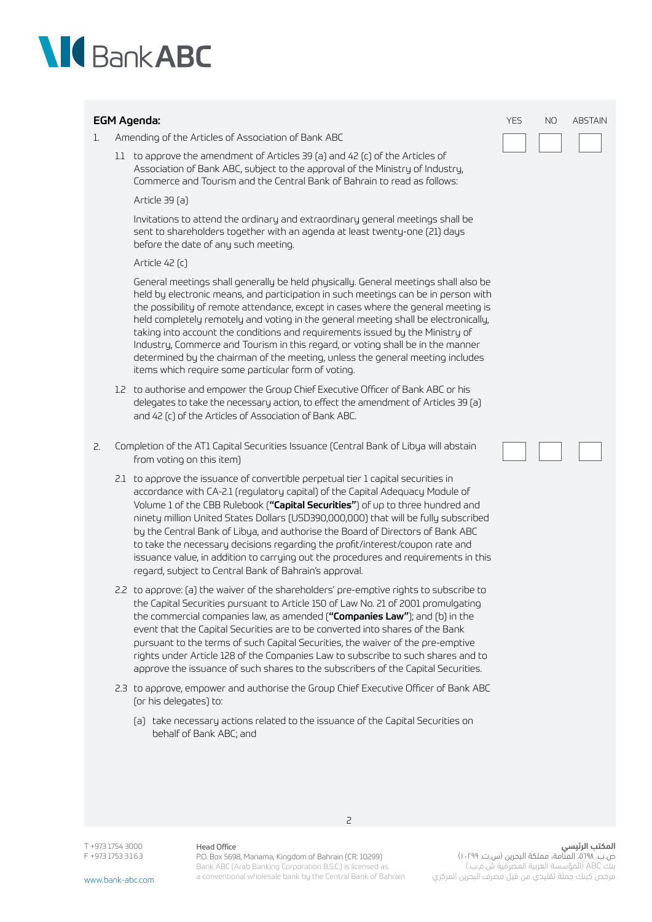**EGM Agenda:**

| | YES | NO | ABSTAIN |
|---|---|---|---|
| 1. Amending of the Articles of Association of Bank ABC | ☐ | ☐ | ☐ |
| 2. Completion of the AT1 Capital Securities Issuance (Central Bank of Libya will abstain from voting on this item) | ☐ | ☐ | ☐ |

1. Amending of the Articles of Association of Bank ABC

   1.1 to approve the amendment of Articles 39 (a) and 42 (c) of the Articles of Association of Bank ABC, subject to the approval of the Ministry of Industry, Commerce and Tourism and the Central Bank of Bahrain to read as follows:

   Article 39 (a)

   Invitations to attend the ordinary and extraordinary general meetings shall be sent to shareholders together with an agenda at least twenty-one (21) days before the date of any such meeting.

   Article 42 (c)

   General meetings shall generally be held physically. General meetings shall also be held by electronic means, and participation in such meetings can be in person with the possibility of remote attendance, except in cases where the general meeting is held completely remotely and voting in the general meeting shall be electronically, taking into account the conditions and requirements issued by the Ministry of Industry, Commerce and Tourism in this regard, or voting shall be in the manner determined by the chairman of the meeting, unless the general meeting includes items which require some particular form of voting.

   1.2 to authorise and empower the Group Chief Executive Officer of Bank ABC or his delegates to take the necessary action, to effect the amendment of Articles 39 (a) and 42 (c) of the Articles of Association of Bank ABC.

2. Completion of the AT1 Capital Securities Issuance (Central Bank of Libya will abstain from voting on this item)

   2.1 to approve the issuance of convertible perpetual tier 1 capital securities in accordance with CA-2.1 (regulatory capital) of the Capital Adequacy Module of Volume 1 of the CBB Rulebook (**"Capital Securities"**) of up to three hundred and ninety million United States Dollars (USD390,000,000) that will be fully subscribed by the Central Bank of Libya, and authorise the Board of Directors of Bank ABC to take the necessary decisions regarding the profit/interest/coupon rate and issuance value, in addition to carrying out the procedures and requirements in this regard, subject to Central Bank of Bahrain's approval.

   2.2 to approve: (a) the waiver of the shareholders' pre-emptive rights to subscribe to the Capital Securities pursuant to Article 150 of Law No. 21 of 2001 promulgating the commercial companies law, as amended (**"Companies Law"**); and (b) in the event that the Capital Securities are to be converted into shares of the Bank pursuant to the terms of such Capital Securities, the waiver of the pre-emptive rights under Article 128 of the Companies Law to subscribe to such shares and to approve the issuance of such shares to the subscribers of the Capital Securities.

   2.3 to approve, empower and authorise the Group Chief Executive Officer of Bank ABC (or his delegates) to:

   (a) take necessary actions related to the issuance of the Capital Securities on behalf of Bank ABC; and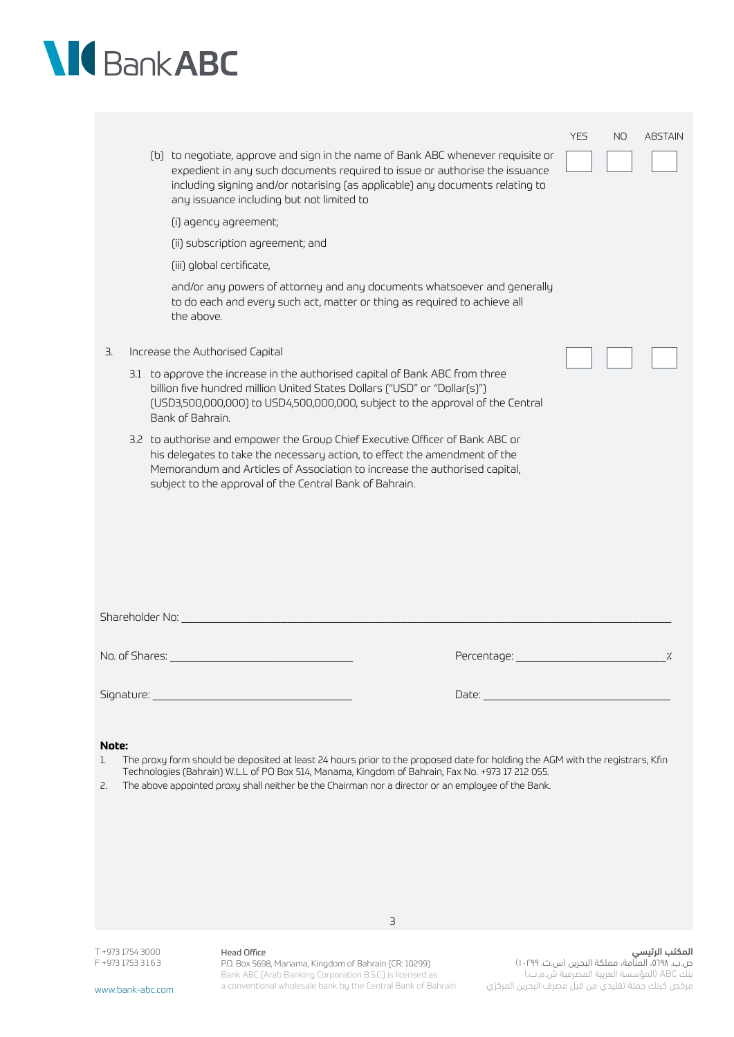| | YES | NO | ABSTAIN |
|---|---|---|---|
| (b) to negotiate, approve and sign in the name of Bank ABC whenever requisite or expedient in any such documents required to issue or authorise the issuance including signing and/or notarising (as applicable) any documents relating to any issuance including but not limited to | ☐ | ☐ | ☐ |

(i) agency agreement;

(ii) subscription agreement; and

(iii) global certificate,

and/or any powers of attorney and any documents whatsoever and generally to do each and every such act, matter or thing as required to achieve all the above.

| | YES | NO | ABSTAIN |
|---|---|---|---|
| 3. Increase the Authorised Capital | ☐ | ☐ | ☐ |

3.1 to approve the increase in the authorised capital of Bank ABC from three billion five hundred million United States Dollars ("USD" or "Dollar(s)") (USD3,500,000,000) to USD4,500,000,000, subject to the approval of the Central Bank of Bahrain.

3.2 to authorise and empower the Group Chief Executive Officer of Bank ABC or his delegates to take the necessary action, to effect the amendment of the Memorandum and Articles of Association to increase the authorised capital, subject to the approval of the Central Bank of Bahrain.

Shareholder No: ______________________________________________

No. of Shares: ____________________ Percentage: ____________________%

Signature: ____________________ Date: ____________________

**Note:**

1. The proxy form should be deposited at least 24 hours prior to the proposed date for holding the AGM with the registrars, Kfin Technologies (Bahrain) W.L.L of PO Box 514, Manama, Kingdom of Bahrain, Fax No. +973 17 212 055.
2. The above appointed proxy shall neither be the Chairman nor a director or an employee of the Bank.